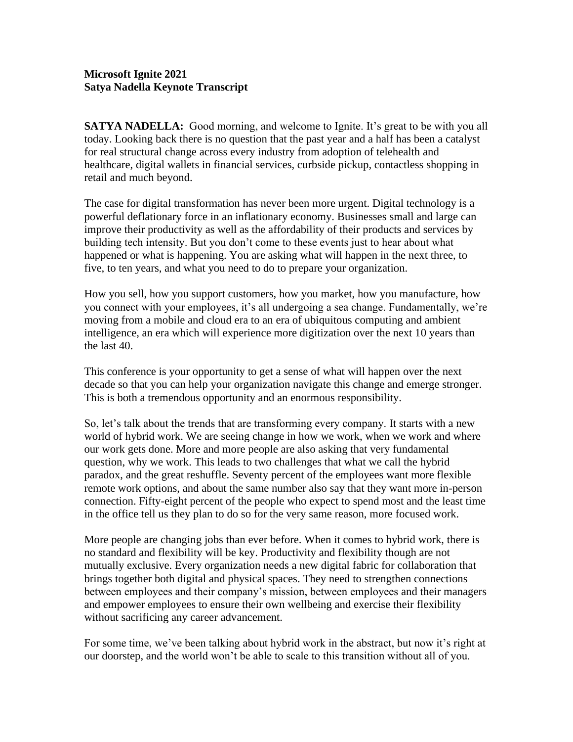**Microsoft Ignite 2021**
**Satya Nadella Keynote Transcript**

**SATYA NADELLA:** Good morning, and welcome to Ignite. It's great to be with you all today. Looking back there is no question that the past year and a half has been a catalyst for real structural change across every industry from adoption of telehealth and healthcare, digital wallets in financial services, curbside pickup, contactless shopping in retail and much beyond.

The case for digital transformation has never been more urgent. Digital technology is a powerful deflationary force in an inflationary economy. Businesses small and large can improve their productivity as well as the affordability of their products and services by building tech intensity. But you don't come to these events just to hear about what happened or what is happening. You are asking what will happen in the next three, to five, to ten years, and what you need to do to prepare your organization.

How you sell, how you support customers, how you market, how you manufacture, how you connect with your employees, it's all undergoing a sea change. Fundamentally, we're moving from a mobile and cloud era to an era of ubiquitous computing and ambient intelligence, an era which will experience more digitization over the next 10 years than the last 40.

This conference is your opportunity to get a sense of what will happen over the next decade so that you can help your organization navigate this change and emerge stronger. This is both a tremendous opportunity and an enormous responsibility.

So, let's talk about the trends that are transforming every company. It starts with a new world of hybrid work. We are seeing change in how we work, when we work and where our work gets done. More and more people are also asking that very fundamental question, why we work. This leads to two challenges that what we call the hybrid paradox, and the great reshuffle. Seventy percent of the employees want more flexible remote work options, and about the same number also say that they want more in-person connection. Fifty-eight percent of the people who expect to spend most and the least time in the office tell us they plan to do so for the very same reason, more focused work.

More people are changing jobs than ever before. When it comes to hybrid work, there is no standard and flexibility will be key. Productivity and flexibility though are not mutually exclusive. Every organization needs a new digital fabric for collaboration that brings together both digital and physical spaces. They need to strengthen connections between employees and their company's mission, between employees and their managers and empower employees to ensure their own wellbeing and exercise their flexibility without sacrificing any career advancement.

For some time, we've been talking about hybrid work in the abstract, but now it's right at our doorstep, and the world won't be able to scale to this transition without all of you.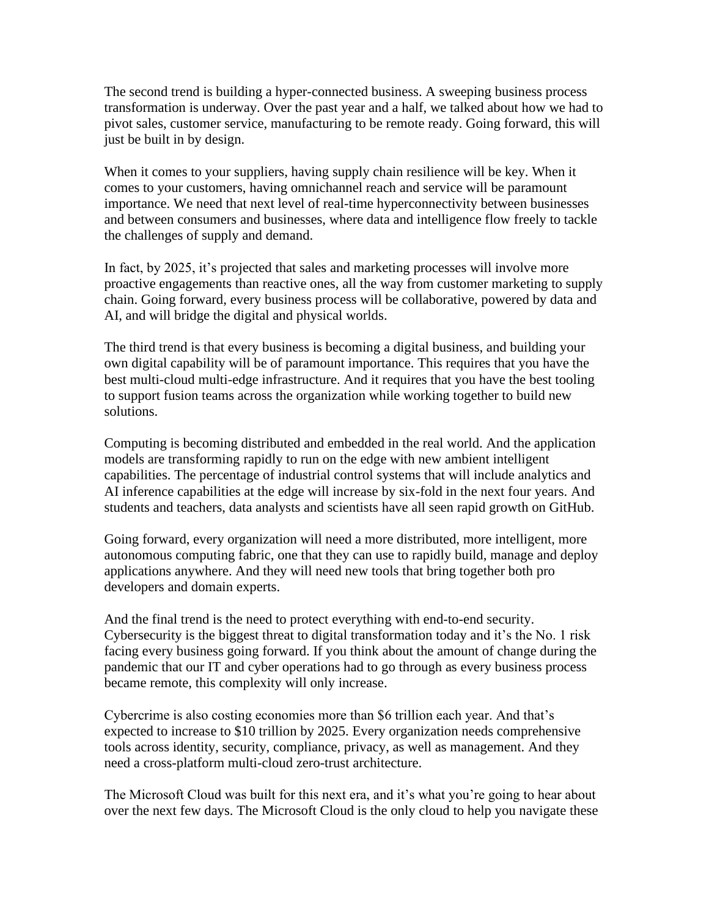The second trend is building a hyper-connected business. A sweeping business process transformation is underway. Over the past year and a half, we talked about how we had to pivot sales, customer service, manufacturing to be remote ready. Going forward, this will just be built in by design.

When it comes to your suppliers, having supply chain resilience will be key. When it comes to your customers, having omnichannel reach and service will be paramount importance. We need that next level of real-time hyperconnectivity between businesses and between consumers and businesses, where data and intelligence flow freely to tackle the challenges of supply and demand.

In fact, by 2025, it's projected that sales and marketing processes will involve more proactive engagements than reactive ones, all the way from customer marketing to supply chain. Going forward, every business process will be collaborative, powered by data and AI, and will bridge the digital and physical worlds.

The third trend is that every business is becoming a digital business, and building your own digital capability will be of paramount importance. This requires that you have the best multi-cloud multi-edge infrastructure. And it requires that you have the best tooling to support fusion teams across the organization while working together to build new solutions.

Computing is becoming distributed and embedded in the real world. And the application models are transforming rapidly to run on the edge with new ambient intelligent capabilities. The percentage of industrial control systems that will include analytics and AI inference capabilities at the edge will increase by six-fold in the next four years. And students and teachers, data analysts and scientists have all seen rapid growth on GitHub.

Going forward, every organization will need a more distributed, more intelligent, more autonomous computing fabric, one that they can use to rapidly build, manage and deploy applications anywhere. And they will need new tools that bring together both pro developers and domain experts.

And the final trend is the need to protect everything with end-to-end security. Cybersecurity is the biggest threat to digital transformation today and it's the No. 1 risk facing every business going forward. If you think about the amount of change during the pandemic that our IT and cyber operations had to go through as every business process became remote, this complexity will only increase.

Cybercrime is also costing economies more than $6 trillion each year. And that's expected to increase to $10 trillion by 2025. Every organization needs comprehensive tools across identity, security, compliance, privacy, as well as management. And they need a cross-platform multi-cloud zero-trust architecture.

The Microsoft Cloud was built for this next era, and it's what you're going to hear about over the next few days. The Microsoft Cloud is the only cloud to help you navigate these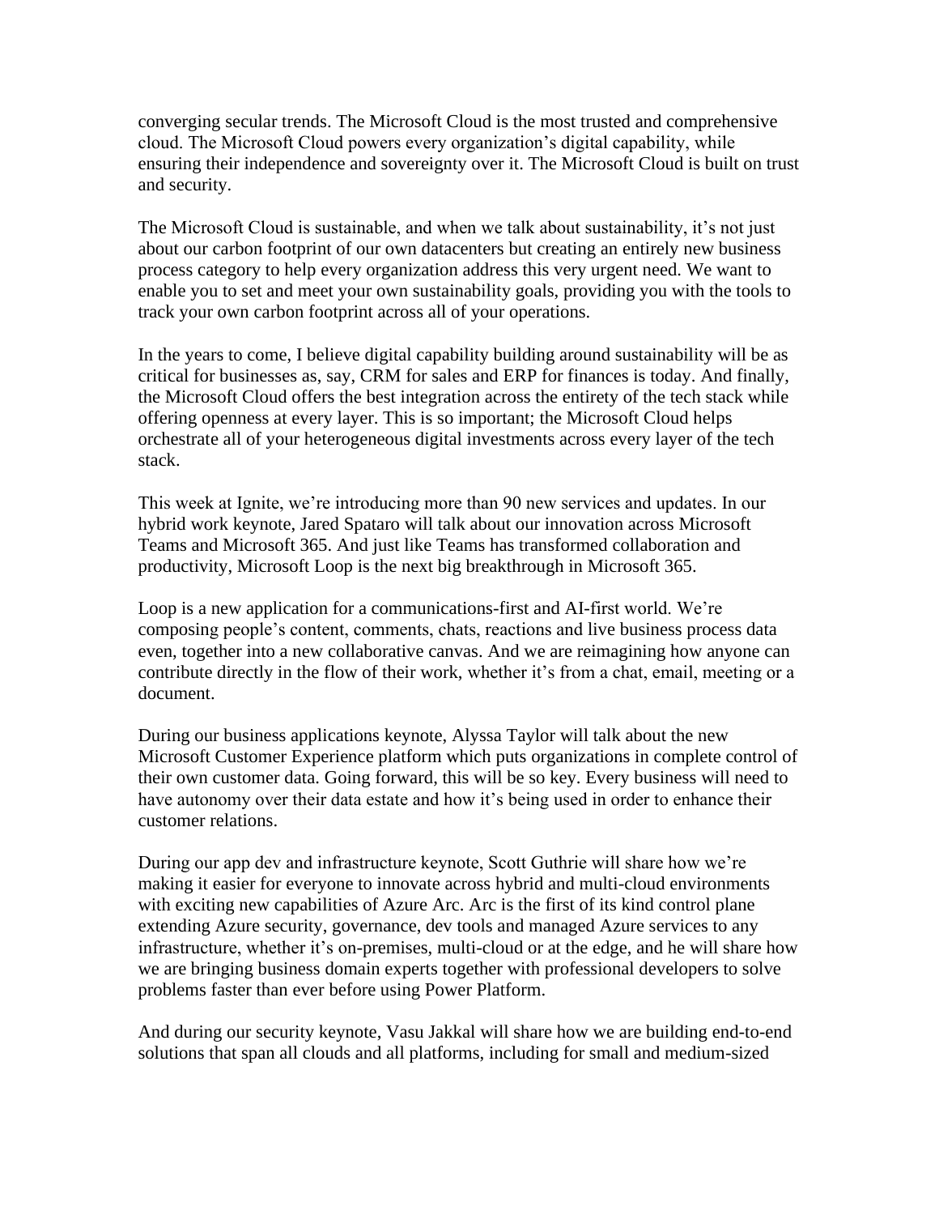converging secular trends. The Microsoft Cloud is the most trusted and comprehensive cloud. The Microsoft Cloud powers every organization's digital capability, while ensuring their independence and sovereignty over it. The Microsoft Cloud is built on trust and security.

The Microsoft Cloud is sustainable, and when we talk about sustainability, it's not just about our carbon footprint of our own datacenters but creating an entirely new business process category to help every organization address this very urgent need. We want to enable you to set and meet your own sustainability goals, providing you with the tools to track your own carbon footprint across all of your operations.

In the years to come, I believe digital capability building around sustainability will be as critical for businesses as, say, CRM for sales and ERP for finances is today. And finally, the Microsoft Cloud offers the best integration across the entirety of the tech stack while offering openness at every layer. This is so important; the Microsoft Cloud helps orchestrate all of your heterogeneous digital investments across every layer of the tech stack.

This week at Ignite, we're introducing more than 90 new services and updates. In our hybrid work keynote, Jared Spataro will talk about our innovation across Microsoft Teams and Microsoft 365. And just like Teams has transformed collaboration and productivity, Microsoft Loop is the next big breakthrough in Microsoft 365.

Loop is a new application for a communications-first and AI-first world. We're composing people's content, comments, chats, reactions and live business process data even, together into a new collaborative canvas. And we are reimagining how anyone can contribute directly in the flow of their work, whether it's from a chat, email, meeting or a document.

During our business applications keynote, Alyssa Taylor will talk about the new Microsoft Customer Experience platform which puts organizations in complete control of their own customer data. Going forward, this will be so key. Every business will need to have autonomy over their data estate and how it's being used in order to enhance their customer relations.

During our app dev and infrastructure keynote, Scott Guthrie will share how we're making it easier for everyone to innovate across hybrid and multi-cloud environments with exciting new capabilities of Azure Arc. Arc is the first of its kind control plane extending Azure security, governance, dev tools and managed Azure services to any infrastructure, whether it's on-premises, multi-cloud or at the edge, and he will share how we are bringing business domain experts together with professional developers to solve problems faster than ever before using Power Platform.

And during our security keynote, Vasu Jakkal will share how we are building end-to-end solutions that span all clouds and all platforms, including for small and medium-sized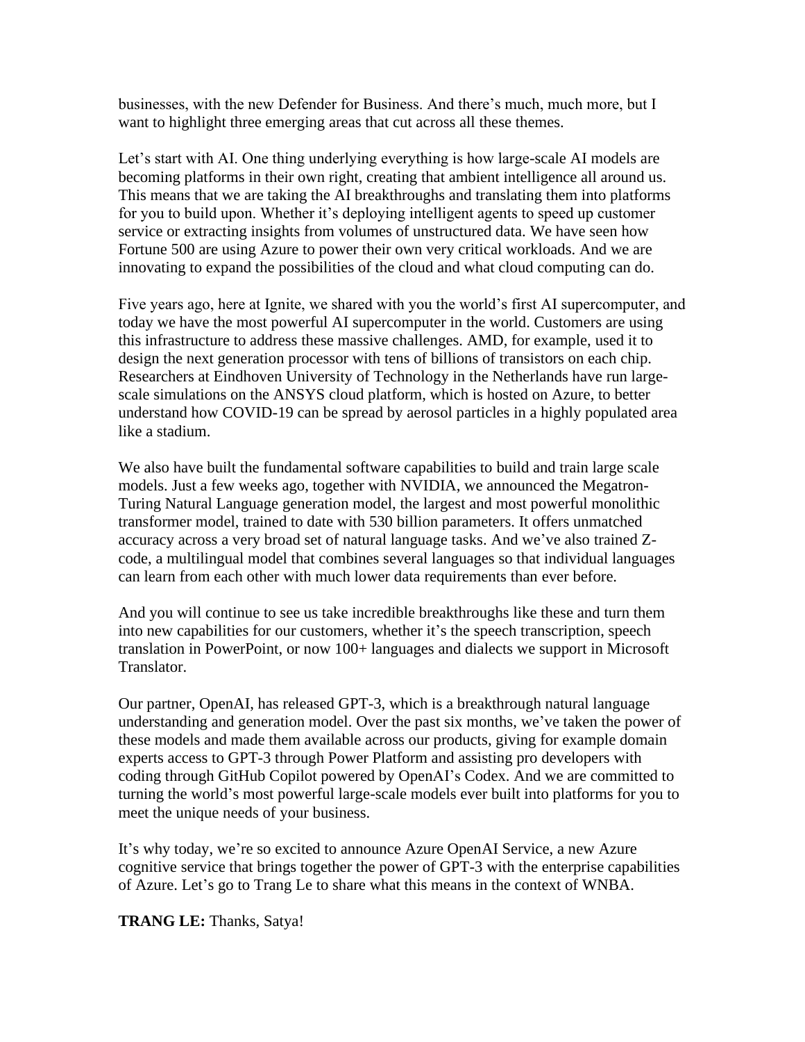businesses, with the new Defender for Business. And there's much, much more, but I want to highlight three emerging areas that cut across all these themes.

Let's start with AI. One thing underlying everything is how large-scale AI models are becoming platforms in their own right, creating that ambient intelligence all around us. This means that we are taking the AI breakthroughs and translating them into platforms for you to build upon. Whether it's deploying intelligent agents to speed up customer service or extracting insights from volumes of unstructured data. We have seen how Fortune 500 are using Azure to power their own very critical workloads. And we are innovating to expand the possibilities of the cloud and what cloud computing can do.

Five years ago, here at Ignite, we shared with you the world's first AI supercomputer, and today we have the most powerful AI supercomputer in the world. Customers are using this infrastructure to address these massive challenges. AMD, for example, used it to design the next generation processor with tens of billions of transistors on each chip. Researchers at Eindhoven University of Technology in the Netherlands have run large-scale simulations on the ANSYS cloud platform, which is hosted on Azure, to better understand how COVID-19 can be spread by aerosol particles in a highly populated area like a stadium.

We also have built the fundamental software capabilities to build and train large scale models. Just a few weeks ago, together with NVIDIA, we announced the Megatron-Turing Natural Language generation model, the largest and most powerful monolithic transformer model, trained to date with 530 billion parameters. It offers unmatched accuracy across a very broad set of natural language tasks. And we've also trained Z-code, a multilingual model that combines several languages so that individual languages can learn from each other with much lower data requirements than ever before.

And you will continue to see us take incredible breakthroughs like these and turn them into new capabilities for our customers, whether it's the speech transcription, speech translation in PowerPoint, or now 100+ languages and dialects we support in Microsoft Translator.

Our partner, OpenAI, has released GPT-3, which is a breakthrough natural language understanding and generation model. Over the past six months, we've taken the power of these models and made them available across our products, giving for example domain experts access to GPT-3 through Power Platform and assisting pro developers with coding through GitHub Copilot powered by OpenAI's Codex. And we are committed to turning the world's most powerful large-scale models ever built into platforms for you to meet the unique needs of your business.

It's why today, we're so excited to announce Azure OpenAI Service, a new Azure cognitive service that brings together the power of GPT-3 with the enterprise capabilities of Azure. Let's go to Trang Le to share what this means in the context of WNBA.

**TRANG LE:** Thanks, Satya!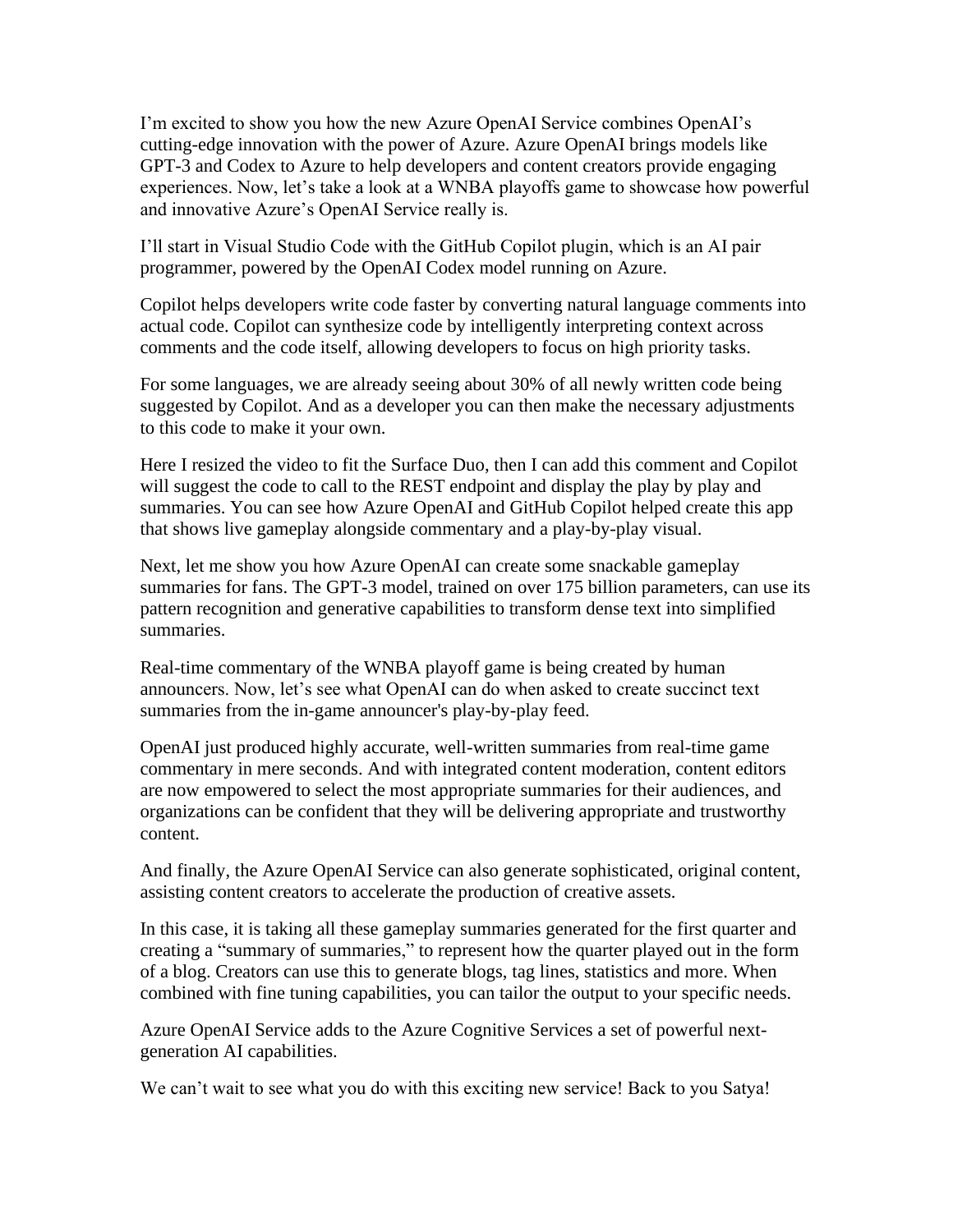I'm excited to show you how the new Azure OpenAI Service combines OpenAI's cutting-edge innovation with the power of Azure. Azure OpenAI brings models like GPT-3 and Codex to Azure to help developers and content creators provide engaging experiences. Now, let's take a look at a WNBA playoffs game to showcase how powerful and innovative Azure's OpenAI Service really is.

I'll start in Visual Studio Code with the GitHub Copilot plugin, which is an AI pair programmer, powered by the OpenAI Codex model running on Azure.

Copilot helps developers write code faster by converting natural language comments into actual code. Copilot can synthesize code by intelligently interpreting context across comments and the code itself, allowing developers to focus on high priority tasks.

For some languages, we are already seeing about 30% of all newly written code being suggested by Copilot. And as a developer you can then make the necessary adjustments to this code to make it your own.

Here I resized the video to fit the Surface Duo, then I can add this comment and Copilot will suggest the code to call to the REST endpoint and display the play by play and summaries. You can see how Azure OpenAI and GitHub Copilot helped create this app that shows live gameplay alongside commentary and a play-by-play visual.

Next, let me show you how Azure OpenAI can create some snackable gameplay summaries for fans. The GPT-3 model, trained on over 175 billion parameters, can use its pattern recognition and generative capabilities to transform dense text into simplified summaries.

Real-time commentary of the WNBA playoff game is being created by human announcers. Now, let's see what OpenAI can do when asked to create succinct text summaries from the in-game announcer's play-by-play feed.

OpenAI just produced highly accurate, well-written summaries from real-time game commentary in mere seconds. And with integrated content moderation, content editors are now empowered to select the most appropriate summaries for their audiences, and organizations can be confident that they will be delivering appropriate and trustworthy content.

And finally, the Azure OpenAI Service can also generate sophisticated, original content, assisting content creators to accelerate the production of creative assets.

In this case, it is taking all these gameplay summaries generated for the first quarter and creating a "summary of summaries," to represent how the quarter played out in the form of a blog. Creators can use this to generate blogs, tag lines, statistics and more. When combined with fine tuning capabilities, you can tailor the output to your specific needs.

Azure OpenAI Service adds to the Azure Cognitive Services a set of powerful next-generation AI capabilities.

We can't wait to see what you do with this exciting new service! Back to you Satya!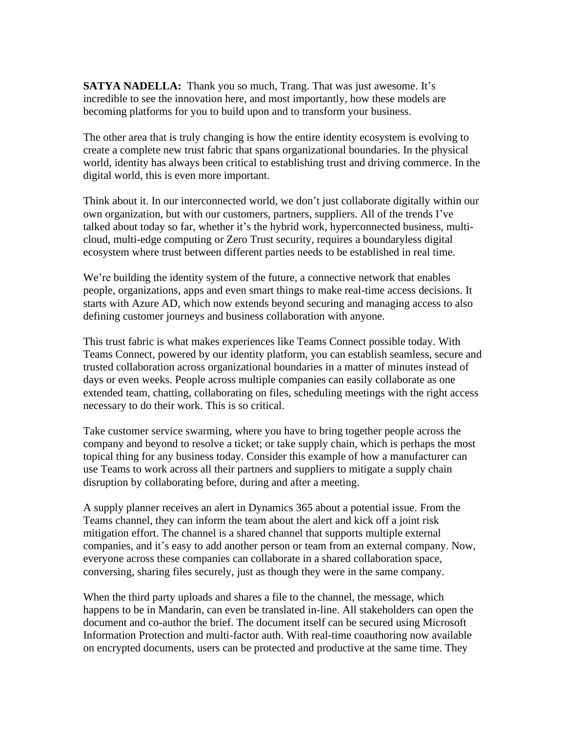**SATYA NADELLA:** Thank you so much, Trang. That was just awesome. It's incredible to see the innovation here, and most importantly, how these models are becoming platforms for you to build upon and to transform your business.

The other area that is truly changing is how the entire identity ecosystem is evolving to create a complete new trust fabric that spans organizational boundaries. In the physical world, identity has always been critical to establishing trust and driving commerce. In the digital world, this is even more important.

Think about it. In our interconnected world, we don't just collaborate digitally within our own organization, but with our customers, partners, suppliers. All of the trends I've talked about today so far, whether it's the hybrid work, hyperconnected business, multi-cloud, multi-edge computing or Zero Trust security, requires a boundaryless digital ecosystem where trust between different parties needs to be established in real time.

We're building the identity system of the future, a connective network that enables people, organizations, apps and even smart things to make real-time access decisions. It starts with Azure AD, which now extends beyond securing and managing access to also defining customer journeys and business collaboration with anyone.

This trust fabric is what makes experiences like Teams Connect possible today. With Teams Connect, powered by our identity platform, you can establish seamless, secure and trusted collaboration across organizational boundaries in a matter of minutes instead of days or even weeks. People across multiple companies can easily collaborate as one extended team, chatting, collaborating on files, scheduling meetings with the right access necessary to do their work. This is so critical.

Take customer service swarming, where you have to bring together people across the company and beyond to resolve a ticket; or take supply chain, which is perhaps the most topical thing for any business today. Consider this example of how a manufacturer can use Teams to work across all their partners and suppliers to mitigate a supply chain disruption by collaborating before, during and after a meeting.

A supply planner receives an alert in Dynamics 365 about a potential issue. From the Teams channel, they can inform the team about the alert and kick off a joint risk mitigation effort. The channel is a shared channel that supports multiple external companies, and it's easy to add another person or team from an external company. Now, everyone across these companies can collaborate in a shared collaboration space, conversing, sharing files securely, just as though they were in the same company.

When the third party uploads and shares a file to the channel, the message, which happens to be in Mandarin, can even be translated in-line. All stakeholders can open the document and co-author the brief. The document itself can be secured using Microsoft Information Protection and multi-factor auth. With real-time coauthoring now available on encrypted documents, users can be protected and productive at the same time. They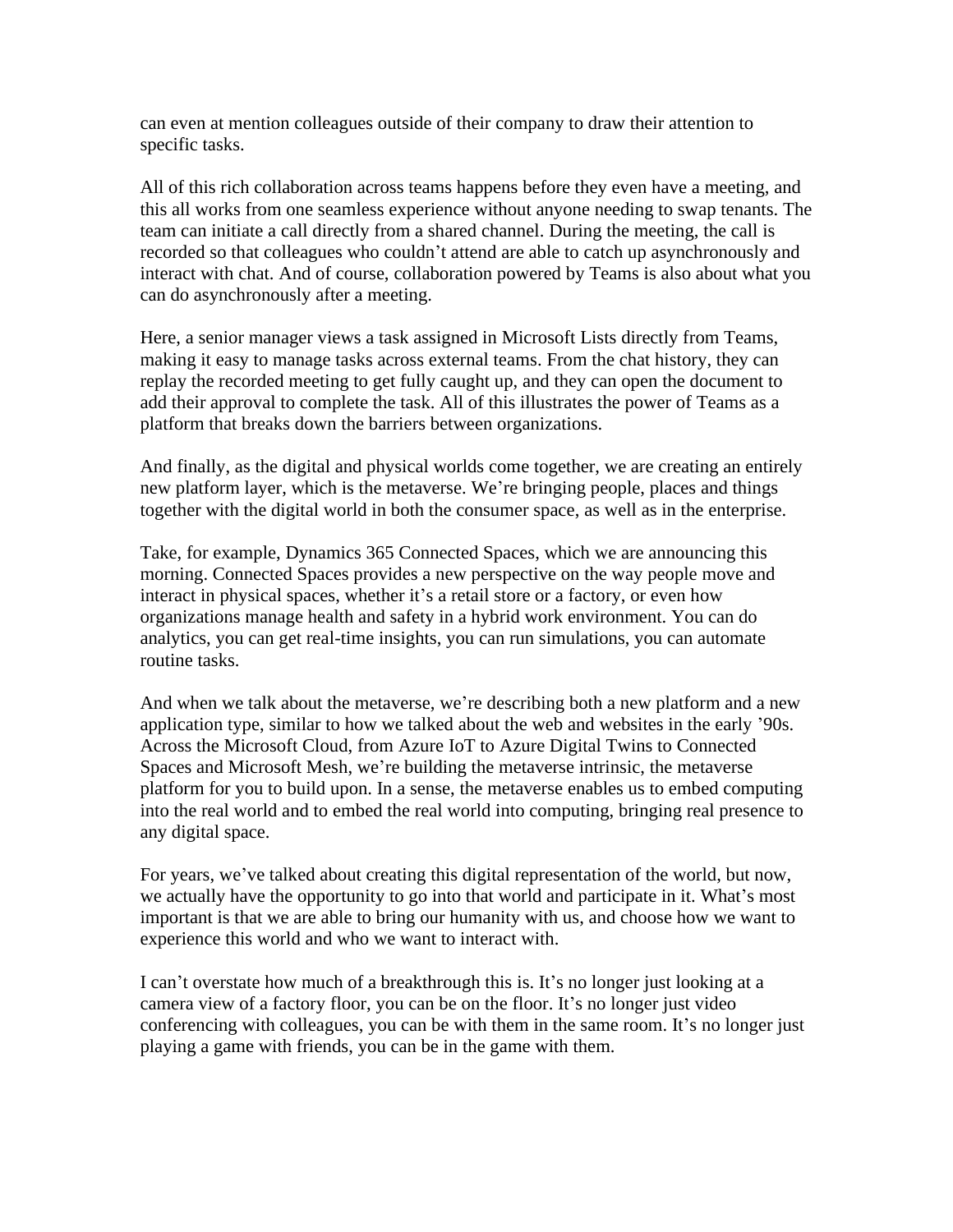can even at mention colleagues outside of their company to draw their attention to specific tasks.

All of this rich collaboration across teams happens before they even have a meeting, and this all works from one seamless experience without anyone needing to swap tenants. The team can initiate a call directly from a shared channel. During the meeting, the call is recorded so that colleagues who couldn't attend are able to catch up asynchronously and interact with chat. And of course, collaboration powered by Teams is also about what you can do asynchronously after a meeting.

Here, a senior manager views a task assigned in Microsoft Lists directly from Teams, making it easy to manage tasks across external teams. From the chat history, they can replay the recorded meeting to get fully caught up, and they can open the document to add their approval to complete the task. All of this illustrates the power of Teams as a platform that breaks down the barriers between organizations.

And finally, as the digital and physical worlds come together, we are creating an entirely new platform layer, which is the metaverse. We're bringing people, places and things together with the digital world in both the consumer space, as well as in the enterprise.

Take, for example, Dynamics 365 Connected Spaces, which we are announcing this morning. Connected Spaces provides a new perspective on the way people move and interact in physical spaces, whether it's a retail store or a factory, or even how organizations manage health and safety in a hybrid work environment. You can do analytics, you can get real-time insights, you can run simulations, you can automate routine tasks.

And when we talk about the metaverse, we're describing both a new platform and a new application type, similar to how we talked about the web and websites in the early '90s. Across the Microsoft Cloud, from Azure IoT to Azure Digital Twins to Connected Spaces and Microsoft Mesh, we're building the metaverse intrinsic, the metaverse platform for you to build upon. In a sense, the metaverse enables us to embed computing into the real world and to embed the real world into computing, bringing real presence to any digital space.

For years, we've talked about creating this digital representation of the world, but now, we actually have the opportunity to go into that world and participate in it. What's most important is that we are able to bring our humanity with us, and choose how we want to experience this world and who we want to interact with.

I can't overstate how much of a breakthrough this is. It's no longer just looking at a camera view of a factory floor, you can be on the floor. It's no longer just video conferencing with colleagues, you can be with them in the same room. It's no longer just playing a game with friends, you can be in the game with them.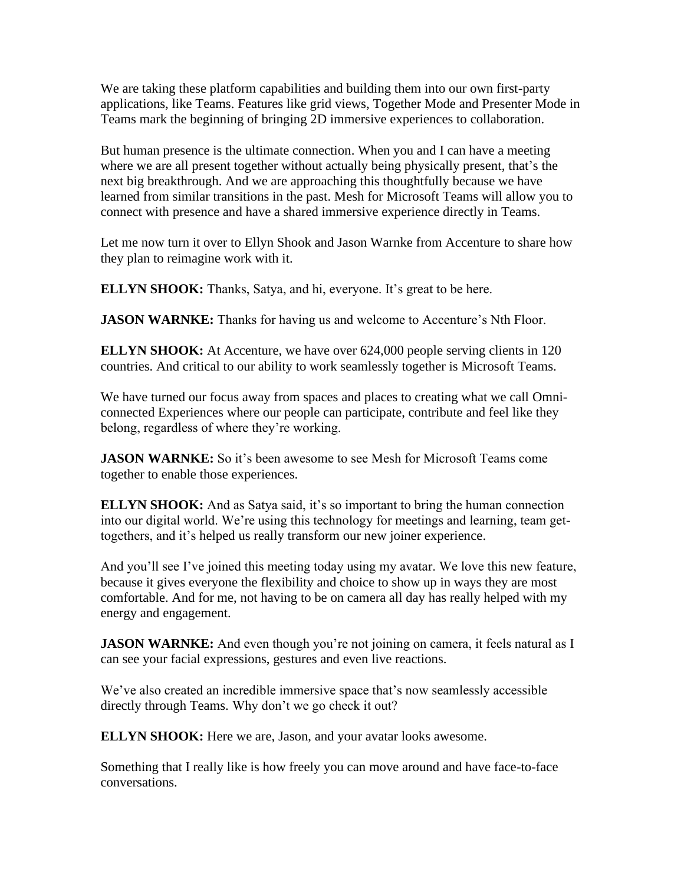We are taking these platform capabilities and building them into our own first-party applications, like Teams. Features like grid views, Together Mode and Presenter Mode in Teams mark the beginning of bringing 2D immersive experiences to collaboration.

But human presence is the ultimate connection. When you and I can have a meeting where we are all present together without actually being physically present, that's the next big breakthrough. And we are approaching this thoughtfully because we have learned from similar transitions in the past. Mesh for Microsoft Teams will allow you to connect with presence and have a shared immersive experience directly in Teams.

Let me now turn it over to Ellyn Shook and Jason Warnke from Accenture to share how they plan to reimagine work with it.

**ELLYN SHOOK:** Thanks, Satya, and hi, everyone. It's great to be here.

**JASON WARNKE:** Thanks for having us and welcome to Accenture's Nth Floor.

**ELLYN SHOOK:** At Accenture, we have over 624,000 people serving clients in 120 countries. And critical to our ability to work seamlessly together is Microsoft Teams.

We have turned our focus away from spaces and places to creating what we call Omni-connected Experiences where our people can participate, contribute and feel like they belong, regardless of where they're working.

**JASON WARNKE:** So it's been awesome to see Mesh for Microsoft Teams come together to enable those experiences.

**ELLYN SHOOK:** And as Satya said, it's so important to bring the human connection into our digital world. We're using this technology for meetings and learning, team get-togethers, and it's helped us really transform our new joiner experience.

And you'll see I've joined this meeting today using my avatar. We love this new feature, because it gives everyone the flexibility and choice to show up in ways they are most comfortable. And for me, not having to be on camera all day has really helped with my energy and engagement.

**JASON WARNKE:** And even though you're not joining on camera, it feels natural as I can see your facial expressions, gestures and even live reactions.

We've also created an incredible immersive space that's now seamlessly accessible directly through Teams. Why don't we go check it out?

**ELLYN SHOOK:** Here we are, Jason, and your avatar looks awesome.

Something that I really like is how freely you can move around and have face-to-face conversations.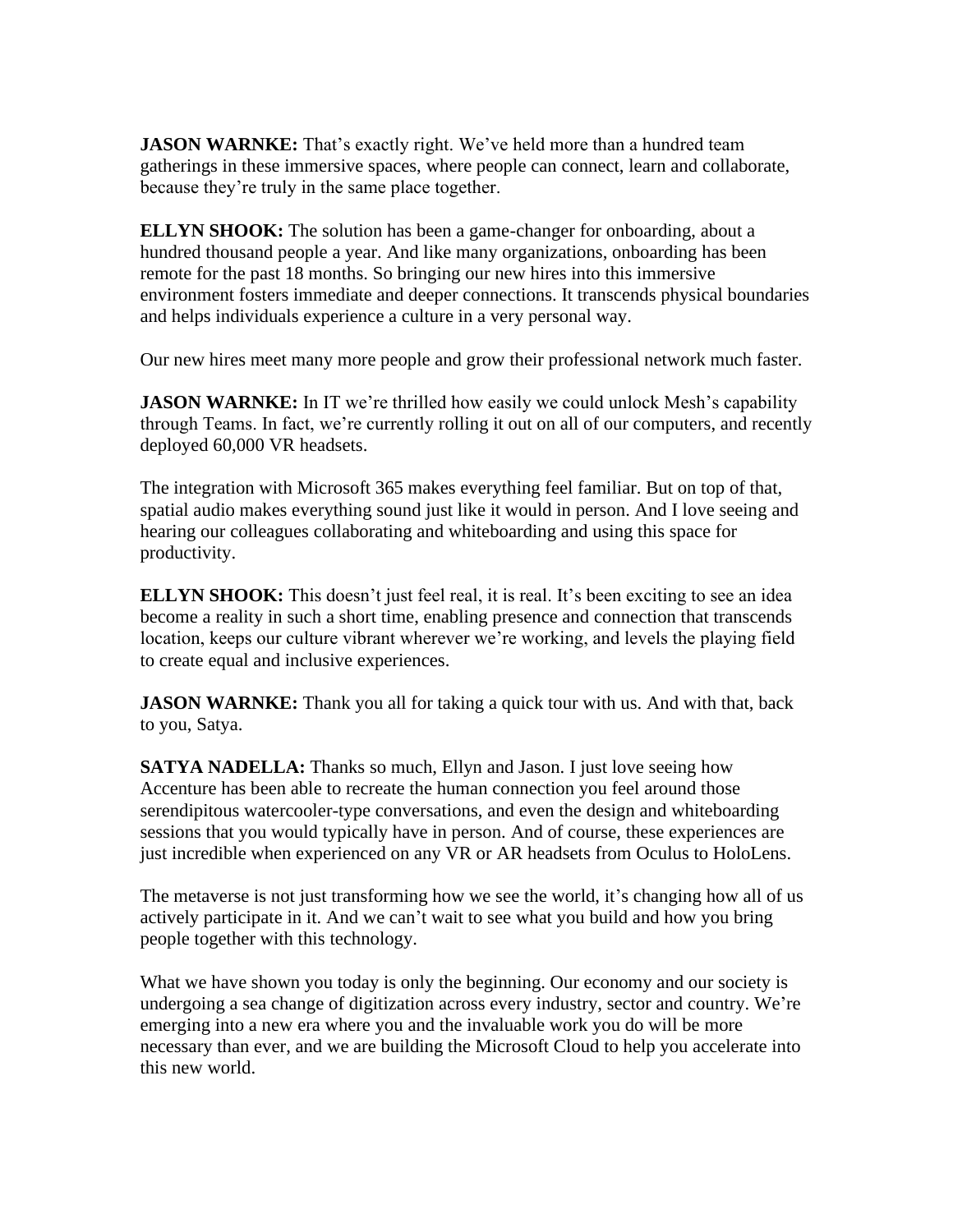**JASON WARNKE:** That's exactly right. We've held more than a hundred team gatherings in these immersive spaces, where people can connect, learn and collaborate, because they're truly in the same place together.

**ELLYN SHOOK:** The solution has been a game-changer for onboarding, about a hundred thousand people a year. And like many organizations, onboarding has been remote for the past 18 months. So bringing our new hires into this immersive environment fosters immediate and deeper connections. It transcends physical boundaries and helps individuals experience a culture in a very personal way.

Our new hires meet many more people and grow their professional network much faster.

**JASON WARNKE:** In IT we're thrilled how easily we could unlock Mesh's capability through Teams. In fact, we're currently rolling it out on all of our computers, and recently deployed 60,000 VR headsets.

The integration with Microsoft 365 makes everything feel familiar. But on top of that, spatial audio makes everything sound just like it would in person. And I love seeing and hearing our colleagues collaborating and whiteboarding and using this space for productivity.

**ELLYN SHOOK:** This doesn't just feel real, it is real. It's been exciting to see an idea become a reality in such a short time, enabling presence and connection that transcends location, keeps our culture vibrant wherever we're working, and levels the playing field to create equal and inclusive experiences.

**JASON WARNKE:** Thank you all for taking a quick tour with us. And with that, back to you, Satya.

**SATYA NADELLA:** Thanks so much, Ellyn and Jason. I just love seeing how Accenture has been able to recreate the human connection you feel around those serendipitous watercooler-type conversations, and even the design and whiteboarding sessions that you would typically have in person. And of course, these experiences are just incredible when experienced on any VR or AR headsets from Oculus to HoloLens.

The metaverse is not just transforming how we see the world, it's changing how all of us actively participate in it. And we can't wait to see what you build and how you bring people together with this technology.

What we have shown you today is only the beginning. Our economy and our society is undergoing a sea change of digitization across every industry, sector and country. We're emerging into a new era where you and the invaluable work you do will be more necessary than ever, and we are building the Microsoft Cloud to help you accelerate into this new world.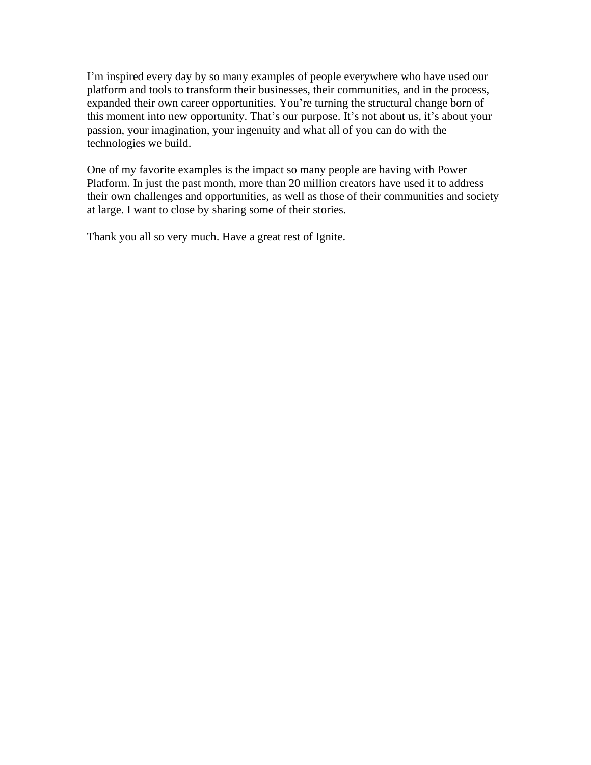I'm inspired every day by so many examples of people everywhere who have used our platform and tools to transform their businesses, their communities, and in the process, expanded their own career opportunities. You're turning the structural change born of this moment into new opportunity. That's our purpose. It's not about us, it's about your passion, your imagination, your ingenuity and what all of you can do with the technologies we build.

One of my favorite examples is the impact so many people are having with Power Platform. In just the past month, more than 20 million creators have used it to address their own challenges and opportunities, as well as those of their communities and society at large. I want to close by sharing some of their stories.

Thank you all so very much. Have a great rest of Ignite.